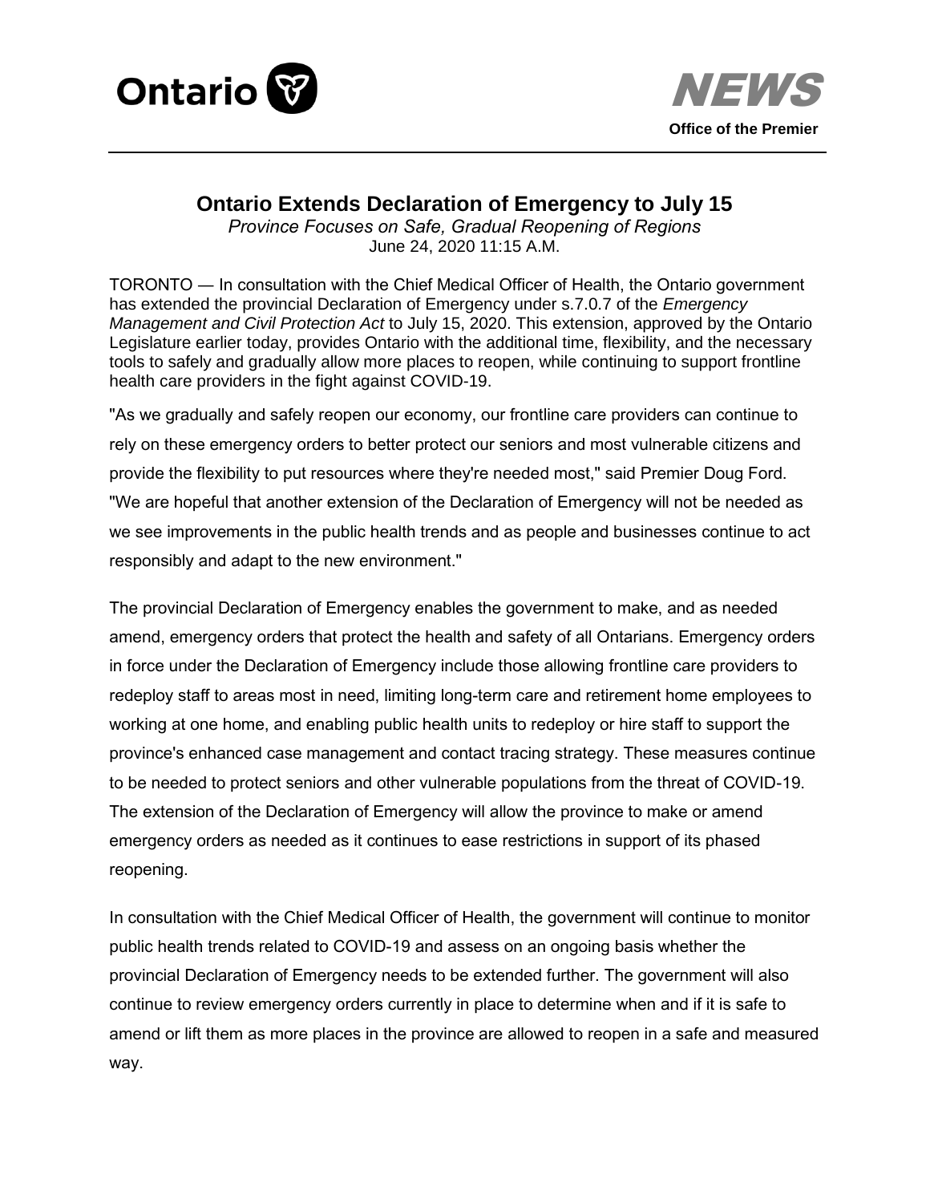Ontario

**NEWS**

**Office of the Premier**

# Ontario Extends Declaration of Emergency to July 15

*Province Focuses on Safe, Gradual Reopening of Regions*

June 24, 2020 11:15 A.M.

TORONTO — In consultation with the Chief Medical Officer of Health, the Ontario government has extended the provincial Declaration of Emergency under s.7.0.7 of the *Emergency Management and Civil Protection Act* to July 15, 2020. This extension, approved by the Ontario Legislature earlier today, provides Ontario with the additional time, flexibility, and the necessary tools to safely and gradually allow more places to reopen, while continuing to support frontline health care providers in the fight against COVID-19.

"As we gradually and safely reopen our economy, our frontline care providers can continue to rely on these emergency orders to better protect our seniors and most vulnerable citizens and provide the flexibility to put resources where they're needed most," said Premier Doug Ford. "We are hopeful that another extension of the Declaration of Emergency will not be needed as we see improvements in the public health trends and as people and businesses continue to act responsibly and adapt to the new environment."

The provincial Declaration of Emergency enables the government to make, and as needed amend, emergency orders that protect the health and safety of all Ontarians. Emergency orders in force under the Declaration of Emergency include those allowing frontline care providers to redeploy staff to areas most in need, limiting long-term care and retirement home employees to working at one home, and enabling public health units to redeploy or hire staff to support the province's enhanced case management and contact tracing strategy. These measures continue to be needed to protect seniors and other vulnerable populations from the threat of COVID-19. The extension of the Declaration of Emergency will allow the province to make or amend emergency orders as needed as it continues to ease restrictions in support of its phased reopening.

In consultation with the Chief Medical Officer of Health, the government will continue to monitor public health trends related to COVID-19 and assess on an ongoing basis whether the provincial Declaration of Emergency needs to be extended further. The government will also continue to review emergency orders currently in place to determine when and if it is safe to amend or lift them as more places in the province are allowed to reopen in a safe and measured way.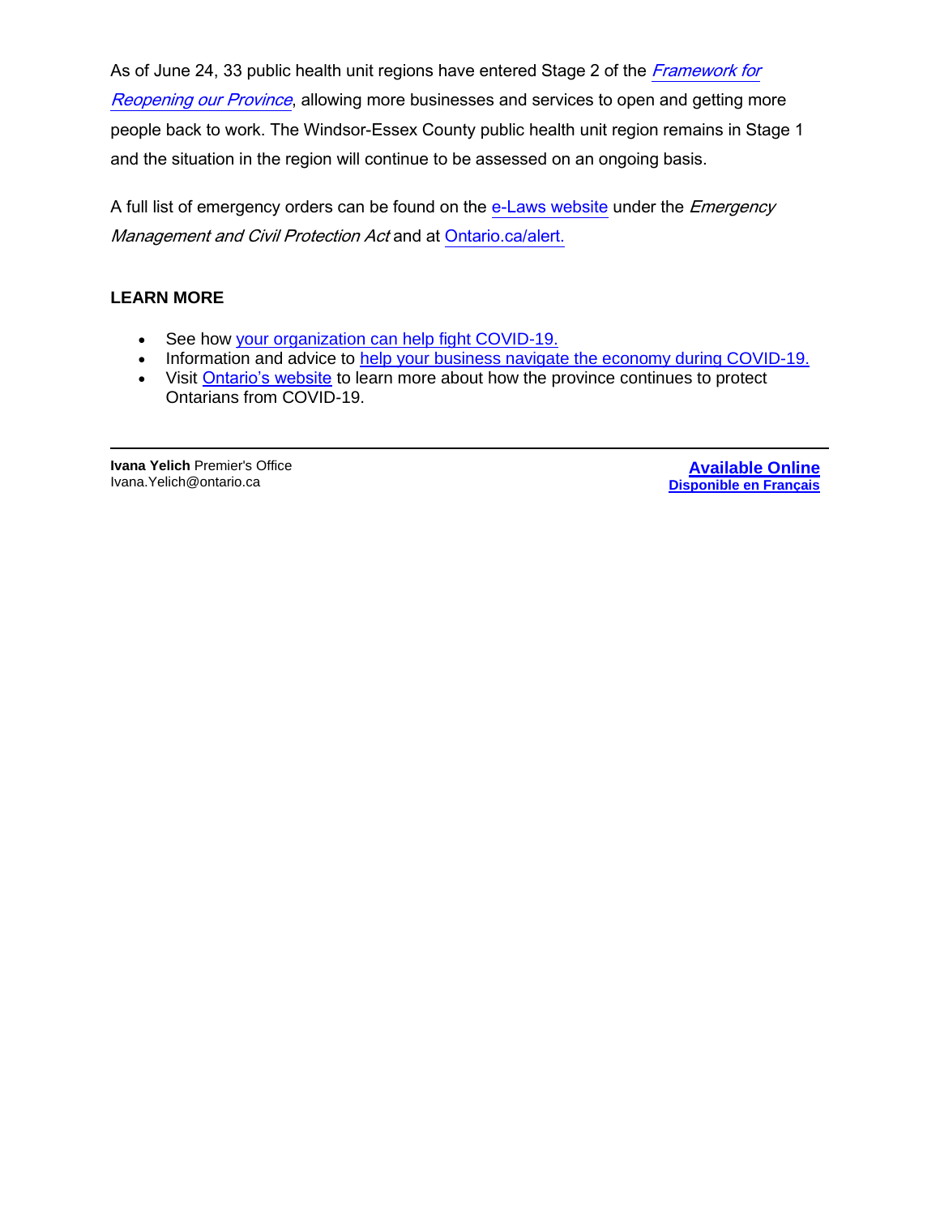As of June 24, 33 public health unit regions have entered Stage 2 of the *Framework for Reopening our Province*, allowing more businesses and services to open and getting more people back to work. The Windsor-Essex County public health unit region remains in Stage 1 and the situation in the region will continue to be assessed on an ongoing basis.

A full list of emergency orders can be found on the e-Laws website under the *Emergency Management and Civil Protection Act* and at Ontario.ca/alert.

**LEARN MORE**

- See how your organization can help fight COVID-19.
- Information and advice to help your business navigate the economy during COVID-19.
- Visit Ontario's website to learn more about how the province continues to protect Ontarians from COVID-19.

---

**Ivana Yelich** Premier's Office
Ivana.Yelich@ontario.ca

**Available Online**
**Disponible en Français**